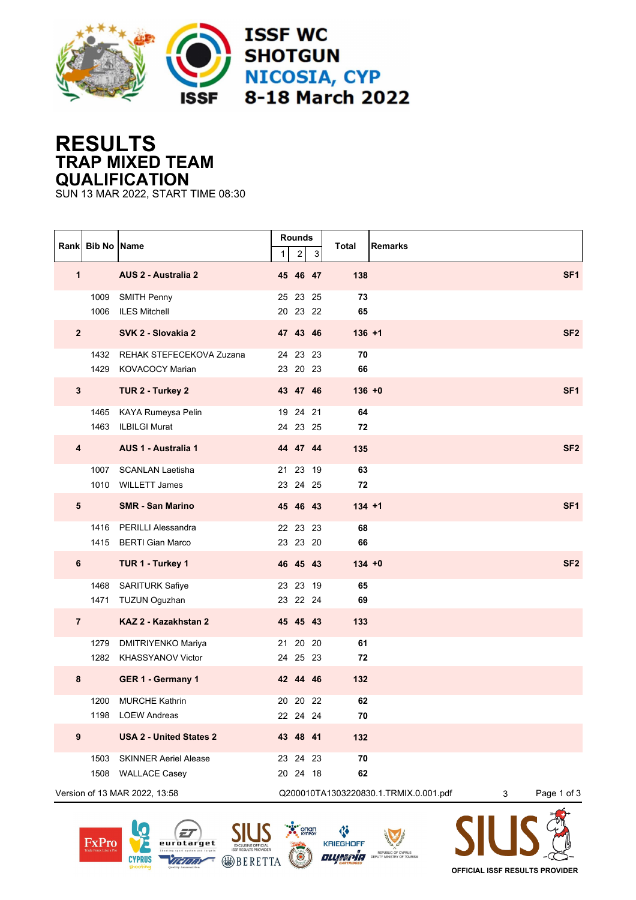ISSF WC SHOTGUN
NICOSIA, CYP
8-18 March 2022

# RESULTS
## TRAP MIXED TEAM
## QUALIFICATION

SUN 13 MAR 2022, START TIME 08:30

| Rank | Bib No | Name | Rounds | | | Total | Remarks |
|---|---|---|---|---|---|---|---|
| | | | 1 | 2 | 3 | | |
| **1** | | **AUS 2 - Australia 2** | **45** | **46** | **47** | **138** | **SF1** |
| | 1009 | SMITH Penny | 25 | 23 | 25 | **73** | |
| | 1006 | ILES Mitchell | 20 | 23 | 22 | **65** | |
| **2** | | **SVK 2 - Slovakia 2** | **47** | **43** | **46** | **136 +1** | **SF2** |
| | 1432 | REHAK STEFECEKOVA Zuzana | 24 | 23 | 23 | **70** | |
| | 1429 | KOVACOCY Marian | 23 | 20 | 23 | **66** | |
| **3** | | **TUR 2 - Turkey 2** | **43** | **47** | **46** | **136 +0** | **SF1** |
| | 1465 | KAYA Rumeysa Pelin | 19 | 24 | 21 | **64** | |
| | 1463 | ILBILGI Murat | 24 | 23 | 25 | **72** | |
| **4** | | **AUS 1 - Australia 1** | **44** | **47** | **44** | **135** | **SF2** |
| | 1007 | SCANLAN Laetisha | 21 | 23 | 19 | **63** | |
| | 1010 | WILLETT James | 23 | 24 | 25 | **72** | |
| **5** | | **SMR - San Marino** | **45** | **46** | **43** | **134 +1** | **SF1** |
| | 1416 | PERILLI Alessandra | 22 | 23 | 23 | **68** | |
| | 1415 | BERTI Gian Marco | 23 | 23 | 20 | **66** | |
| **6** | | **TUR 1 - Turkey 1** | **46** | **45** | **43** | **134 +0** | **SF2** |
| | 1468 | SARITURK Safiye | 23 | 23 | 19 | **65** | |
| | 1471 | TUZUN Oguzhan | 23 | 22 | 24 | **69** | |
| **7** | | **KAZ 2 - Kazakhstan 2** | **45** | **45** | **43** | **133** | |
| | 1279 | DMITRIYENKO Mariya | 21 | 20 | 20 | **61** | |
| | 1282 | KHASSYANOV Victor | 24 | 25 | 23 | **72** | |
| **8** | | **GER 1 - Germany 1** | **42** | **44** | **46** | **132** | |
| | 1200 | MURCHE Kathrin | 20 | 20 | 22 | **62** | |
| | 1198 | LOEW Andreas | 22 | 24 | 24 | **70** | |
| **9** | | **USA 2 - United States 2** | **43** | **48** | **41** | **132** | |
| | 1503 | SKINNER Aeriel Alease | 23 | 24 | 23 | **70** | |
| | 1508 | WALLACE Casey | 20 | 24 | 18 | **62** | |

Version of 13 MAR 2022, 13:58 Q200010TA1303220830.1.TRMIX.0.001.pdf 3

OFFICIAL ISSF RESULTS PROVIDER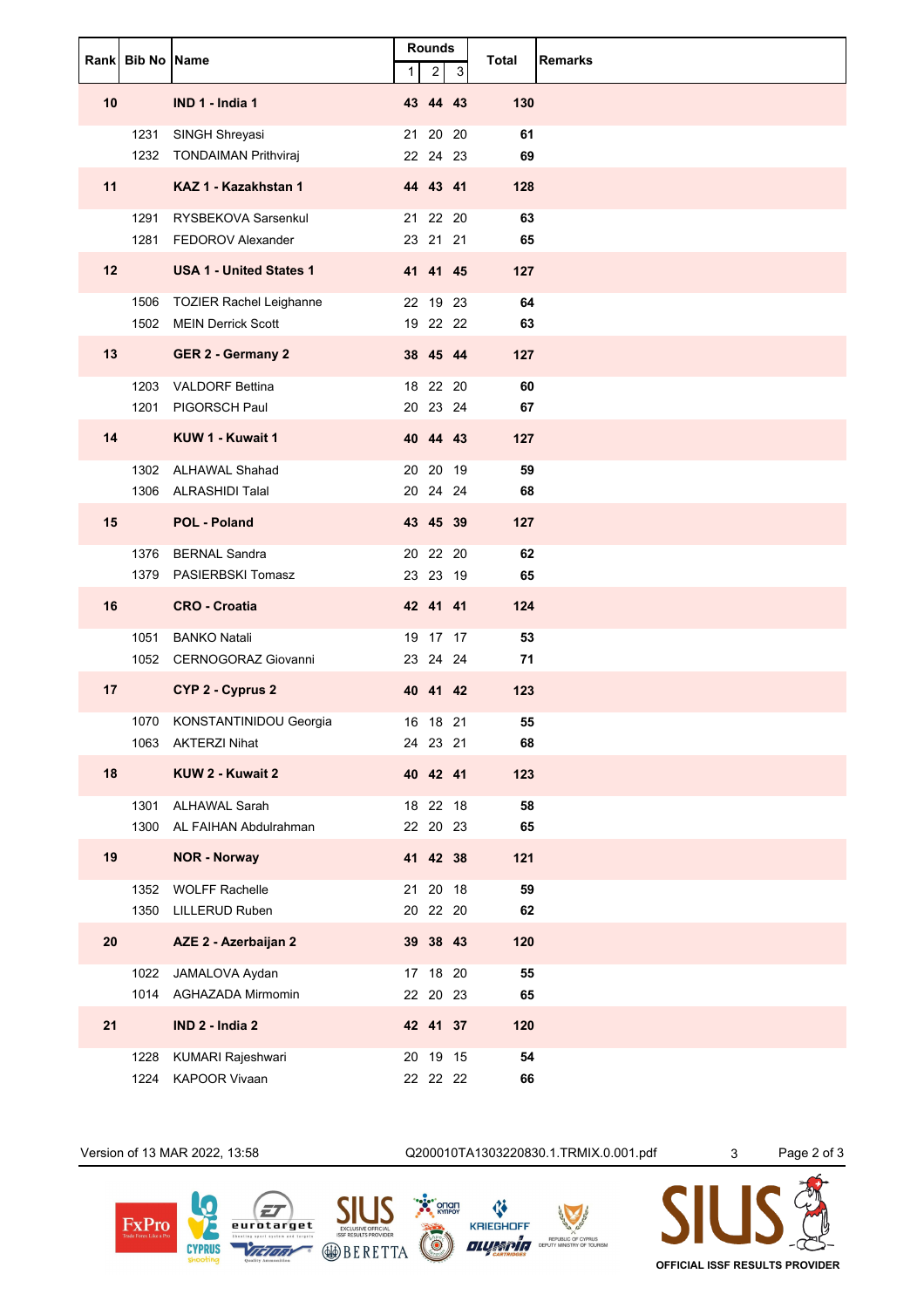| Rank | Bib No | Name | Rounds | | | Total | Remarks |
|---|---|---|---|---|---|---|---|
| | | | 1 | 2 | 3 | | |
| **10** | | **IND 1 - India 1** | **43** | **44** | **43** | **130** | |
| | 1231 | SINGH Shreyasi | 21 | 20 | 20 | **61** | |
| | 1232 | TONDAIMAN Prithviraj | 22 | 24 | 23 | **69** | |
| **11** | | **KAZ 1 - Kazakhstan 1** | **44** | **43** | **41** | **128** | |
| | 1291 | RYSBEKOVA Sarsenkul | 21 | 22 | 20 | **63** | |
| | 1281 | FEDOROV Alexander | 23 | 21 | 21 | **65** | |
| **12** | | **USA 1 - United States 1** | **41** | **41** | **45** | **127** | |
| | 1506 | TOZIER Rachel Leighanne | 22 | 19 | 23 | **64** | |
| | 1502 | MEIN Derrick Scott | 19 | 22 | 22 | **63** | |
| **13** | | **GER 2 - Germany 2** | **38** | **45** | **44** | **127** | |
| | 1203 | VALDORF Bettina | 18 | 22 | 20 | **60** | |
| | 1201 | PIGORSCH Paul | 20 | 23 | 24 | **67** | |
| **14** | | **KUW 1 - Kuwait 1** | **40** | **44** | **43** | **127** | |
| | 1302 | ALHAWAL Shahad | 20 | 20 | 19 | **59** | |
| | 1306 | ALRASHIDI Talal | 20 | 24 | 24 | **68** | |
| **15** | | **POL - Poland** | **43** | **45** | **39** | **127** | |
| | 1376 | BERNAL Sandra | 20 | 22 | 20 | **62** | |
| | 1379 | PASIERBSKI Tomasz | 23 | 23 | 19 | **65** | |
| **16** | | **CRO - Croatia** | **42** | **41** | **41** | **124** | |
| | 1051 | BANKO Natali | 19 | 17 | 17 | **53** | |
| | 1052 | CERNOGORAZ Giovanni | 23 | 24 | 24 | **71** | |
| **17** | | **CYP 2 - Cyprus 2** | **40** | **41** | **42** | **123** | |
| | 1070 | KONSTANTINIDOU Georgia | 16 | 18 | 21 | **55** | |
| | 1063 | AKTERZI Nihat | 24 | 23 | 21 | **68** | |
| **18** | | **KUW 2 - Kuwait 2** | **40** | **42** | **41** | **123** | |
| | 1301 | ALHAWAL Sarah | 18 | 22 | 18 | **58** | |
| | 1300 | AL FAIHAN Abdulrahman | 22 | 20 | 23 | **65** | |
| **19** | | **NOR - Norway** | **41** | **42** | **38** | **121** | |
| | 1352 | WOLFF Rachelle | 21 | 20 | 18 | **59** | |
| | 1350 | LILLERUD Ruben | 20 | 22 | 20 | **62** | |
| **20** | | **AZE 2 - Azerbaijan 2** | **39** | **38** | **43** | **120** | |
| | 1022 | JAMALOVA Aydan | 17 | 18 | 20 | **55** | |
| | 1014 | AGHAZADA Mirmomin | 22 | 20 | 23 | **65** | |
| **21** | | **IND 2 - India 2** | **42** | **41** | **37** | **120** | |
| | 1228 | KUMARI Rajeshwari | 20 | 19 | 15 | **54** | |
| | 1224 | KAPOOR Vivaan | 22 | 22 | 22 | **66** | |

Version of 13 MAR 2022, 13:58 Q200010TA1303220830.1.TRMIX.0.001.pdf 3

OFFICIAL ISSF RESULTS PROVIDER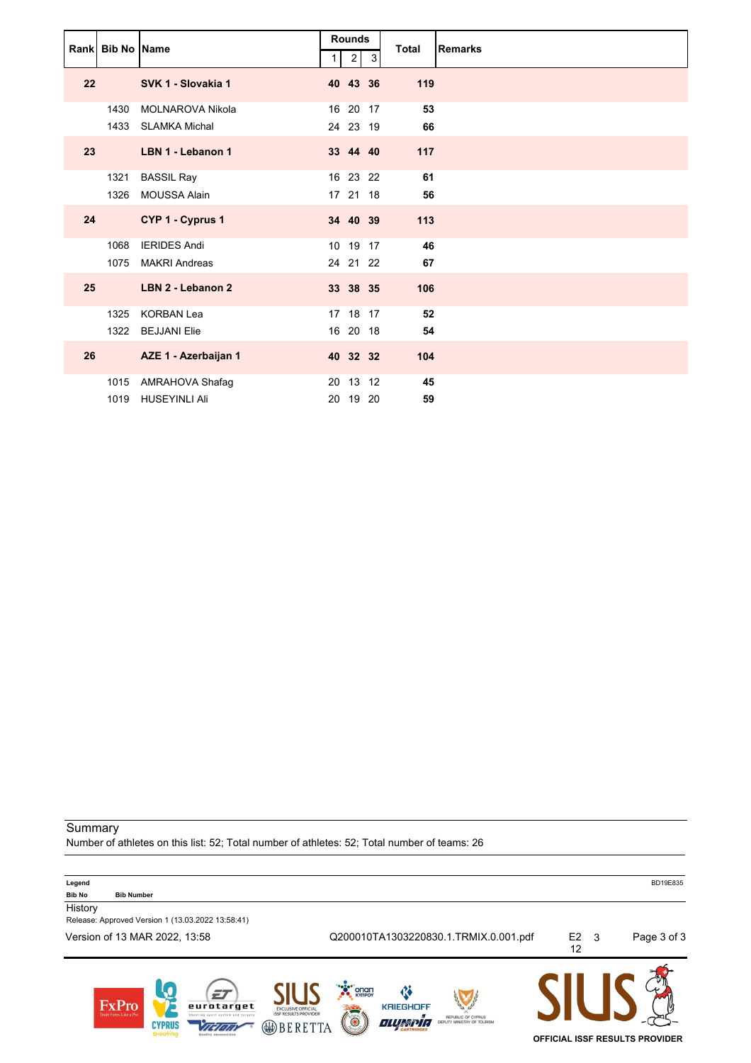| Rank | Bib No | Name | Rounds | | | Total | Remarks |
|---|---|---|---|---|---|---|---|
| | | | 1 | 2 | 3 | | |
| **22** | | **SVK 1 - Slovakia 1** | **40** | **43** | **36** | **119** | |
| | 1430 | MOLNAROVA Nikola | 16 | 20 | 17 | **53** | |
| | 1433 | SLAMKA Michal | 24 | 23 | 19 | **66** | |
| **23** | | **LBN 1 - Lebanon 1** | **33** | **44** | **40** | **117** | |
| | 1321 | BASSIL Ray | 16 | 23 | 22 | **61** | |
| | 1326 | MOUSSA Alain | 17 | 21 | 18 | **56** | |
| **24** | | **CYP 1 - Cyprus 1** | **34** | **40** | **39** | **113** | |
| | 1068 | IERIDES Andi | 10 | 19 | 17 | **46** | |
| | 1075 | MAKRI Andreas | 24 | 21 | 22 | **67** | |
| **25** | | **LBN 2 - Lebanon 2** | **33** | **38** | **35** | **106** | |
| | 1325 | KORBAN Lea | 17 | 18 | 17 | **52** | |
| | 1322 | BEJJANI Elie | 16 | 20 | 18 | **54** | |
| **26** | | **AZE 1 - Azerbaijan 1** | **40** | **32** | **32** | **104** | |
| | 1015 | AMRAHOVA Shafag | 20 | 13 | 12 | **45** | |
| | 1019 | HUSEYINLI Ali | 20 | 19 | 20 | **59** | |

Summary

Number of athletes on this list: 52; Total number of athletes: 52; Total number of teams: 26

**Legend**

**Bib No** **Bib Number**

History

Release: Approved Version 1 (13.03.2022 13:58:41)

Version of 13 MAR 2022, 13:58 Q200010TA1303220830.1.TRMIX.0.001.pdf E2 12 3

BD19E835

OFFICIAL ISSF RESULTS PROVIDER